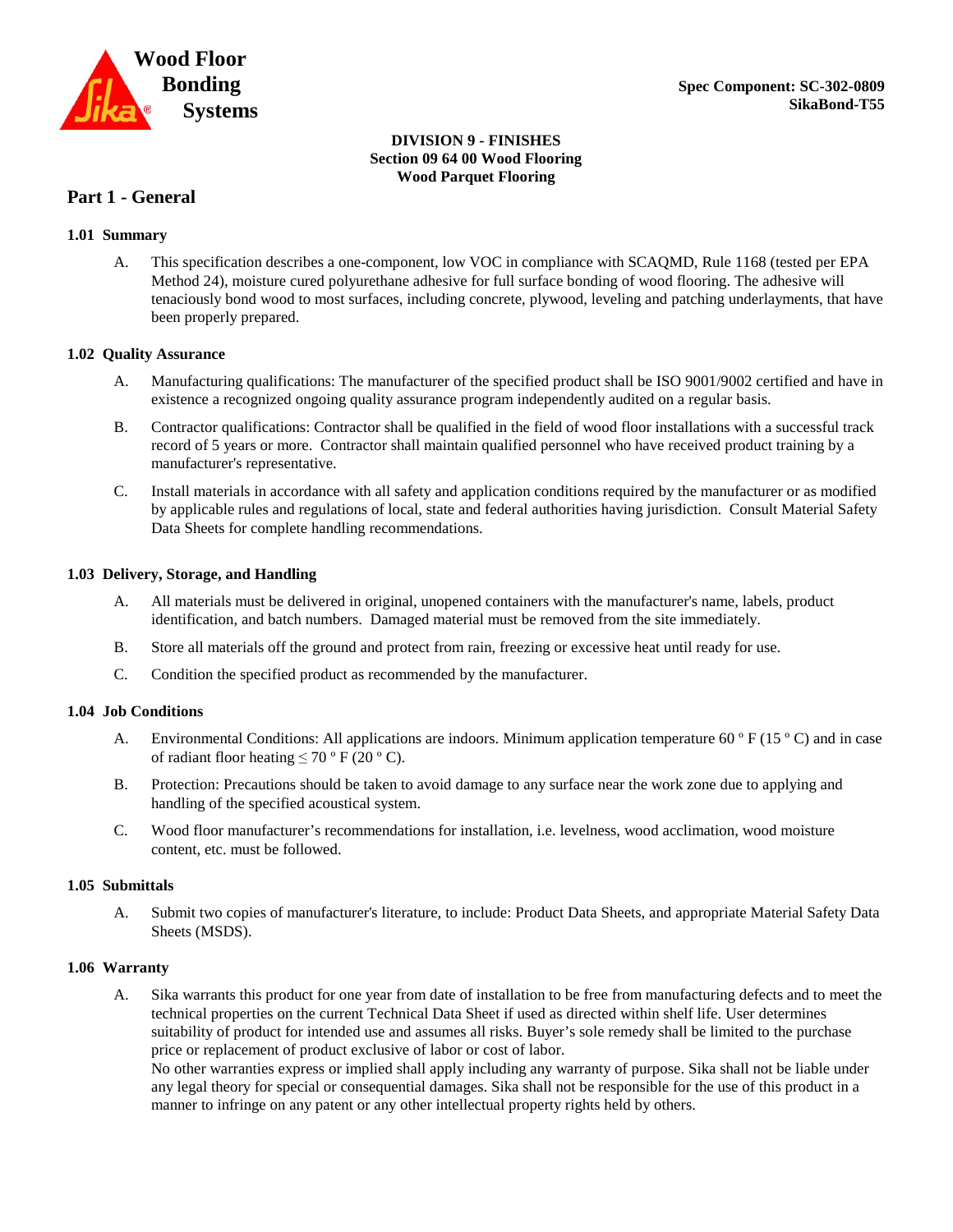Wood Floor Bonding Systems

**Spec Component: SC-302-0809**
**SikaBond-T55**

**DIVISION 9 - FINISHES**
**Section 09 64 00 Wood Flooring**
**Wood Parquet Flooring**

# Part 1 - General

### 1.01 Summary

A. This specification describes a one-component, low VOC in compliance with SCAQMD, Rule 1168 (tested per EPA Method 24), moisture cured polyurethane adhesive for full surface bonding of wood flooring. The adhesive will tenaciously bond wood to most surfaces, including concrete, plywood, leveling and patching underlayments, that have been properly prepared.

### 1.02 Quality Assurance

A. Manufacturing qualifications: The manufacturer of the specified product shall be ISO 9001/9002 certified and have in existence a recognized ongoing quality assurance program independently audited on a regular basis.

B. Contractor qualifications: Contractor shall be qualified in the field of wood floor installations with a successful track record of 5 years or more. Contractor shall maintain qualified personnel who have received product training by a manufacturer's representative.

C. Install materials in accordance with all safety and application conditions required by the manufacturer or as modified by applicable rules and regulations of local, state and federal authorities having jurisdiction. Consult Material Safety Data Sheets for complete handling recommendations.

### 1.03 Delivery, Storage, and Handling

A. All materials must be delivered in original, unopened containers with the manufacturer's name, labels, product identification, and batch numbers. Damaged material must be removed from the site immediately.

B. Store all materials off the ground and protect from rain, freezing or excessive heat until ready for use.

C. Condition the specified product as recommended by the manufacturer.

### 1.04 Job Conditions

A. Environmental Conditions: All applications are indoors. Minimum application temperature 60 º F (15 º C) and in case of radiant floor heating ≤ 70 º F (20 º C).

B. Protection: Precautions should be taken to avoid damage to any surface near the work zone due to applying and handling of the specified acoustical system.

C. Wood floor manufacturer's recommendations for installation, i.e. levelness, wood acclimation, wood moisture content, etc. must be followed.

### 1.05 Submittals

A. Submit two copies of manufacturer's literature, to include: Product Data Sheets, and appropriate Material Safety Data Sheets (MSDS).

### 1.06 Warranty

A. Sika warrants this product for one year from date of installation to be free from manufacturing defects and to meet the technical properties on the current Technical Data Sheet if used as directed within shelf life. User determines suitability of product for intended use and assumes all risks. Buyer's sole remedy shall be limited to the purchase price or replacement of product exclusive of labor or cost of labor.
No other warranties express or implied shall apply including any warranty of purpose. Sika shall not be liable under any legal theory for special or consequential damages. Sika shall not be responsible for the use of this product in a manner to infringe on any patent or any other intellectual property rights held by others.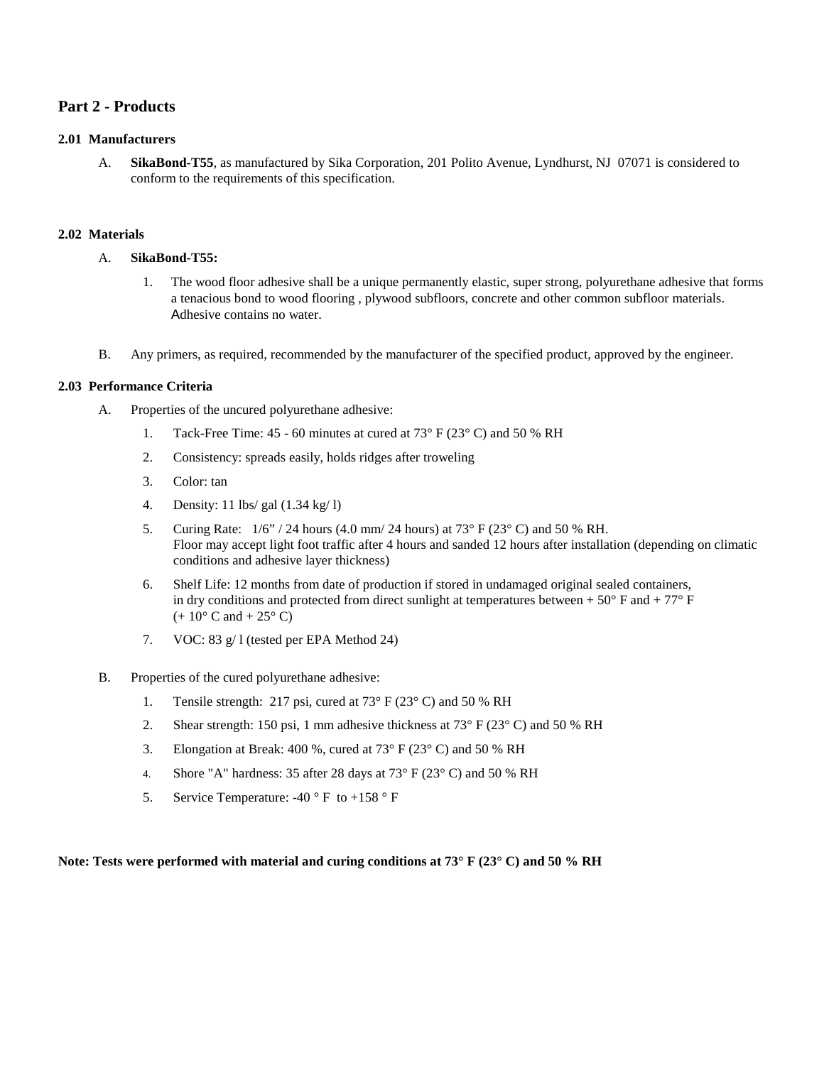## Part 2 - Products

### 2.01 Manufacturers

A. **SikaBond-T55**, as manufactured by Sika Corporation, 201 Polito Avenue, Lyndhurst, NJ 07071 is considered to conform to the requirements of this specification.

### 2.02 Materials

A. **SikaBond-T55:**

1. The wood floor adhesive shall be a unique permanently elastic, super strong, polyurethane adhesive that forms a tenacious bond to wood flooring , plywood subfloors, concrete and other common subfloor materials. Adhesive contains no water.

B. Any primers, as required, recommended by the manufacturer of the specified product, approved by the engineer.

### 2.03 Performance Criteria

A. Properties of the uncured polyurethane adhesive:

1. Tack-Free Time: 45 - 60 minutes at cured at 73° F (23° C) and 50 % RH
2. Consistency: spreads easily, holds ridges after troweling
3. Color: tan
4. Density: 11 lbs/ gal (1.34 kg/ l)
5. Curing Rate: 1/6" / 24 hours (4.0 mm/ 24 hours) at 73° F (23° C) and 50 % RH.
   Floor may accept light foot traffic after 4 hours and sanded 12 hours after installation (depending on climatic conditions and adhesive layer thickness)
6. Shelf Life: 12 months from date of production if stored in undamaged original sealed containers, in dry conditions and protected from direct sunlight at temperatures between + 50° F and + 77° F (+ 10° C and + 25° C)
7. VOC: 83 g/ l (tested per EPA Method 24)

B. Properties of the cured polyurethane adhesive:

1. Tensile strength: 217 psi, cured at 73° F (23° C) and 50 % RH
2. Shear strength: 150 psi, 1 mm adhesive thickness at 73° F (23° C) and 50 % RH
3. Elongation at Break: 400 %, cured at 73° F (23° C) and 50 % RH
4. Shore "A" hardness: 35 after 28 days at 73° F (23° C) and 50 % RH
5. Service Temperature: -40 ° F to +158 ° F

**Note: Tests were performed with material and curing conditions at 73° F (23° C) and 50 % RH**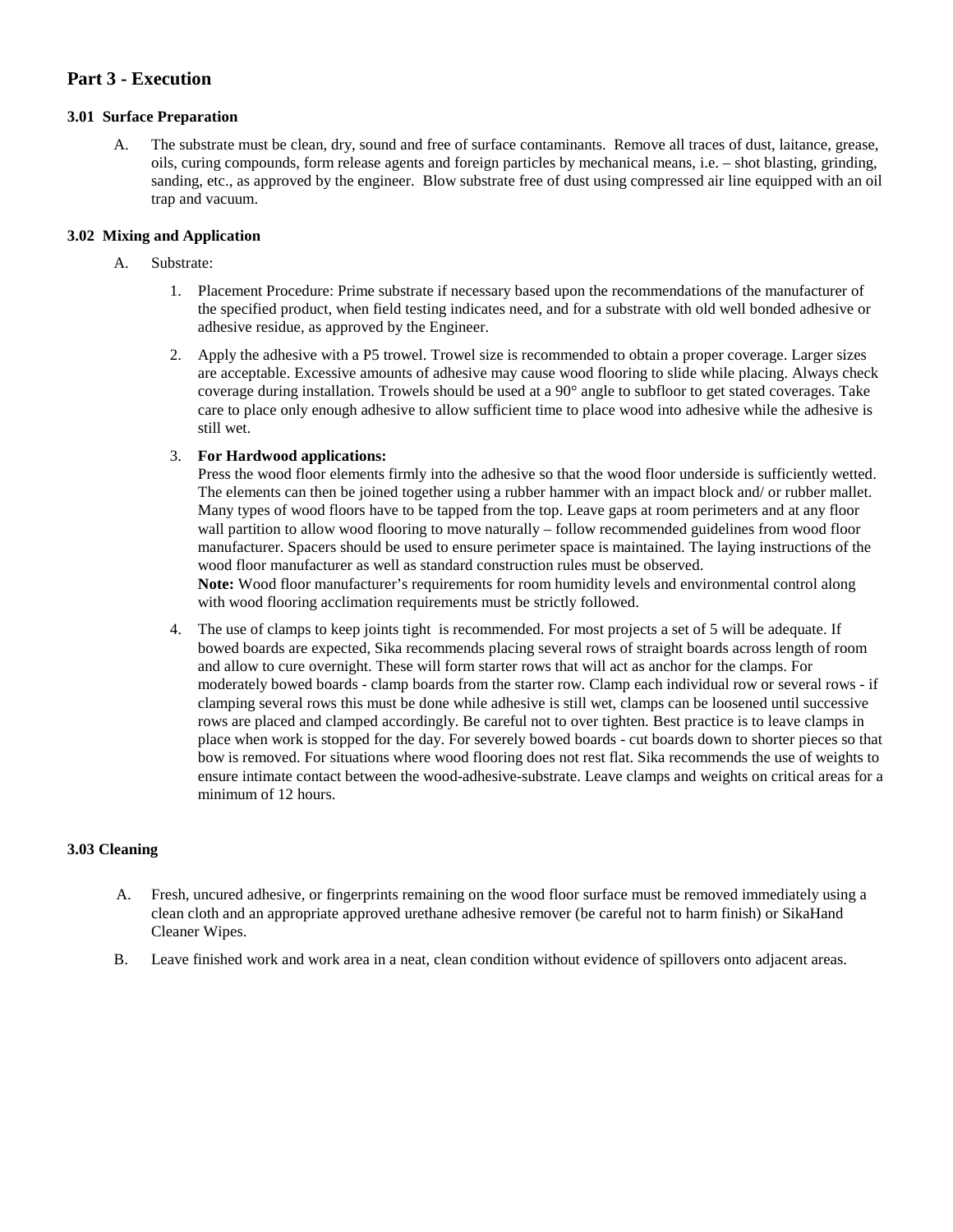## Part 3 - Execution

### 3.01 Surface Preparation

A. The substrate must be clean, dry, sound and free of surface contaminants. Remove all traces of dust, laitance, grease, oils, curing compounds, form release agents and foreign particles by mechanical means, i.e. – shot blasting, grinding, sanding, etc., as approved by the engineer. Blow substrate free of dust using compressed air line equipped with an oil trap and vacuum.

### 3.02 Mixing and Application

A. Substrate:

1. Placement Procedure: Prime substrate if necessary based upon the recommendations of the manufacturer of the specified product, when field testing indicates need, and for a substrate with old well bonded adhesive or adhesive residue, as approved by the Engineer.

2. Apply the adhesive with a P5 trowel. Trowel size is recommended to obtain a proper coverage. Larger sizes are acceptable. Excessive amounts of adhesive may cause wood flooring to slide while placing. Always check coverage during installation. Trowels should be used at a 90° angle to subfloor to get stated coverages. Take care to place only enough adhesive to allow sufficient time to place wood into adhesive while the adhesive is still wet.

3. **For Hardwood applications:**
   Press the wood floor elements firmly into the adhesive so that the wood floor underside is sufficiently wetted. The elements can then be joined together using a rubber hammer with an impact block and/ or rubber mallet. Many types of wood floors have to be tapped from the top. Leave gaps at room perimeters and at any floor wall partition to allow wood flooring to move naturally – follow recommended guidelines from wood floor manufacturer. Spacers should be used to ensure perimeter space is maintained. The laying instructions of the wood floor manufacturer as well as standard construction rules must be observed.
   **Note:** Wood floor manufacturer's requirements for room humidity levels and environmental control along with wood flooring acclimation requirements must be strictly followed.

4. The use of clamps to keep joints tight is recommended. For most projects a set of 5 will be adequate. If bowed boards are expected, Sika recommends placing several rows of straight boards across length of room and allow to cure overnight. These will form starter rows that will act as anchor for the clamps. For moderately bowed boards - clamp boards from the starter row. Clamp each individual row or several rows - if clamping several rows this must be done while adhesive is still wet, clamps can be loosened until successive rows are placed and clamped accordingly. Be careful not to over tighten. Best practice is to leave clamps in place when work is stopped for the day. For severely bowed boards - cut boards down to shorter pieces so that bow is removed. For situations where wood flooring does not rest flat. Sika recommends the use of weights to ensure intimate contact between the wood-adhesive-substrate. Leave clamps and weights on critical areas for a minimum of 12 hours.

### 3.03 Cleaning

A. Fresh, uncured adhesive, or fingerprints remaining on the wood floor surface must be removed immediately using a clean cloth and an appropriate approved urethane adhesive remover (be careful not to harm finish) or SikaHand Cleaner Wipes.

B. Leave finished work and work area in a neat, clean condition without evidence of spillovers onto adjacent areas.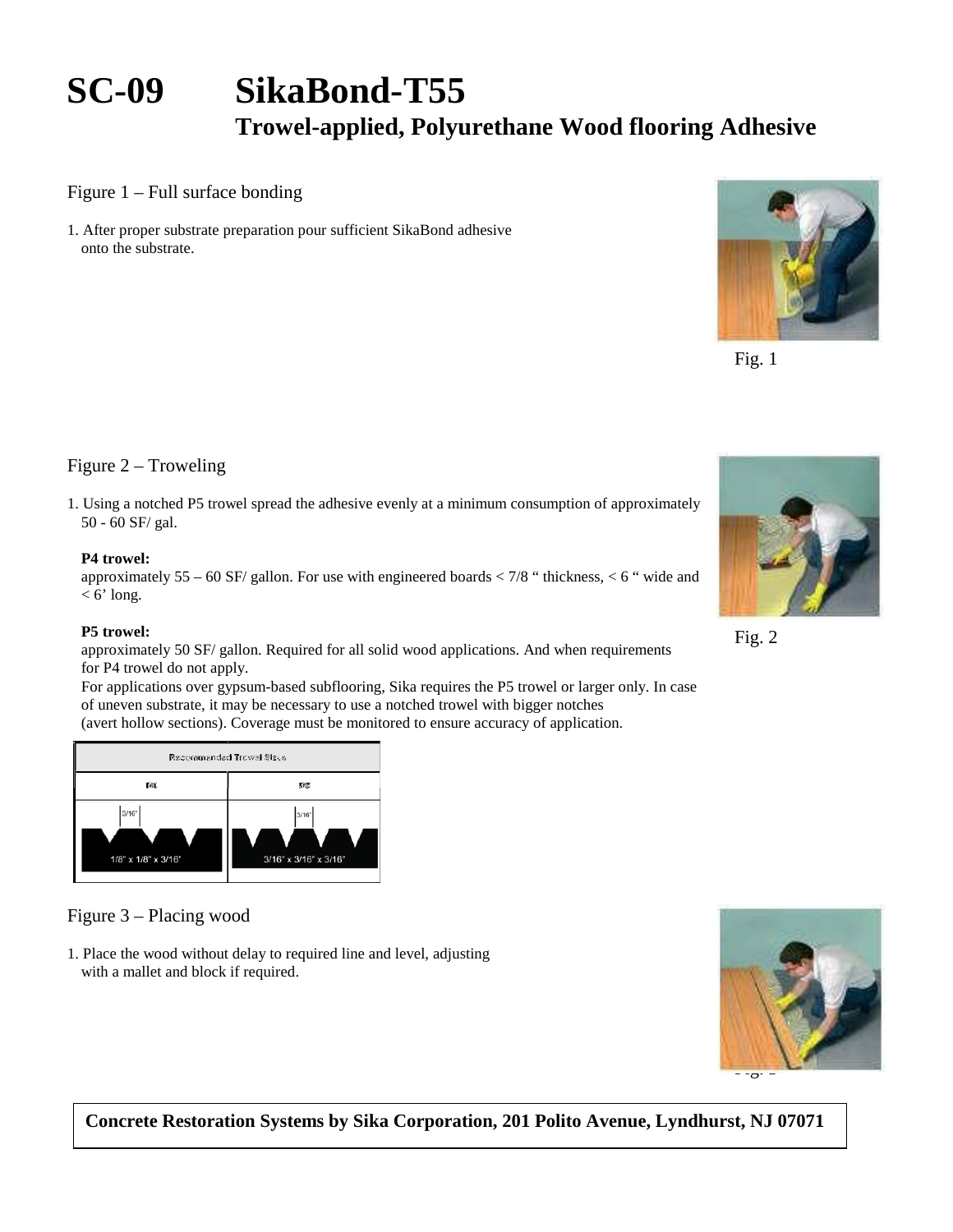# SC-09 SikaBond-T55

## Trowel-applied, Polyurethane Wood flooring Adhesive

Figure 1 – Full surface bonding

1. After proper substrate preparation pour sufficient SikaBond adhesive onto the substrate.

Fig. 1

Figure 2 – Troweling

1. Using a notched P5 trowel spread the adhesive evenly at a minimum consumption of approximately 50 - 60 SF/ gal.

**P4 trowel:**
approximately 55 – 60 SF/ gallon. For use with engineered boards < 7/8 " thickness, < 6 " wide and < 6' long.

**P5 trowel:**
approximately 50 SF/ gallon. Required for all solid wood applications. And when requirements for P4 trowel do not apply.
For applications over gypsum-based subflooring, Sika requires the P5 trowel or larger only. In case of uneven substrate, it may be necessary to use a notched trowel with bigger notches (avert hollow sections). Coverage must be monitored to ensure accuracy of application.

Fig. 2

| Recommended Trowel Sizes | |
|---|---|
| P4 | P5 |
| 3/16" — 1/8" x 1/8" x 3/16" | 3/16" — 3/16" x 3/16" x 3/16" |

Figure 3 – Placing wood

1. Place the wood without delay to required line and level, adjusting with a mallet and block if required.

Fig. 3

**Concrete Restoration Systems by Sika Corporation, 201 Polito Avenue, Lyndhurst, NJ 07071**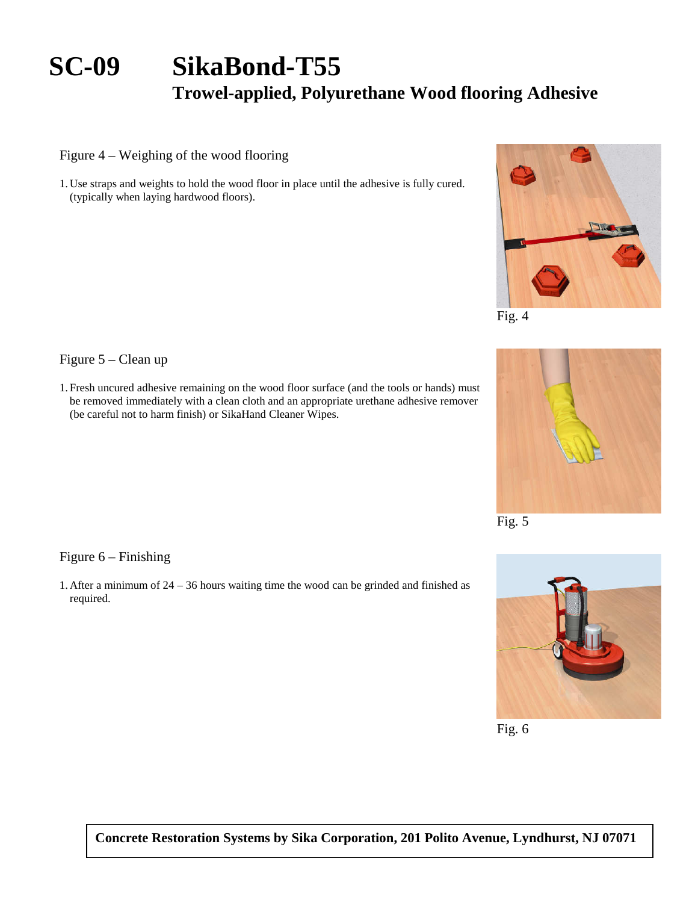# SC-09 SikaBond-T55

## Trowel-applied, Polyurethane Wood flooring Adhesive

Figure 4 – Weighing of the wood flooring

1. Use straps and weights to hold the wood floor in place until the adhesive is fully cured. (typically when laying hardwood floors).

Fig. 4

Figure 5 – Clean up

1. Fresh uncured adhesive remaining on the wood floor surface (and the tools or hands) must be removed immediately with a clean cloth and an appropriate urethane adhesive remover (be careful not to harm finish) or SikaHand Cleaner Wipes.

Fig. 5

Figure 6 – Finishing

1. After a minimum of 24 – 36 hours waiting time the wood can be grinded and finished as required.

Fig. 6

**Concrete Restoration Systems by Sika Corporation, 201 Polito Avenue, Lyndhurst, NJ 07071**